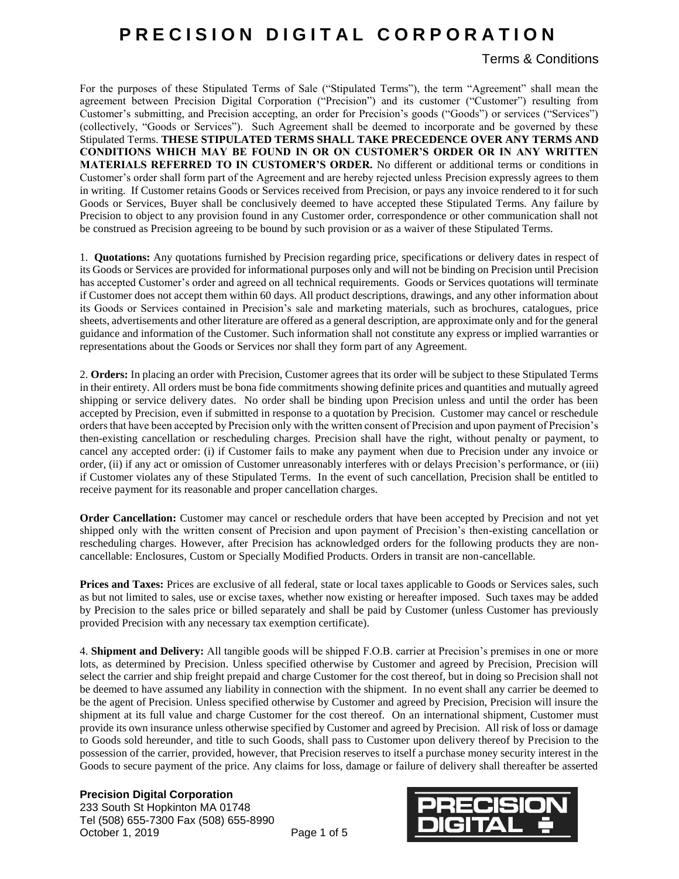# PRECISION DIGITAL CORPORATION

## Terms & Conditions

For the purposes of these Stipulated Terms of Sale ("Stipulated Terms"), the term "Agreement" shall mean the agreement between Precision Digital Corporation ("Precision") and its customer ("Customer") resulting from Customer's submitting, and Precision accepting, an order for Precision's goods ("Goods") or services ("Services") (collectively, "Goods or Services"). Such Agreement shall be deemed to incorporate and be governed by these Stipulated Terms. **THESE STIPULATED TERMS SHALL TAKE PRECEDENCE OVER ANY TERMS AND CONDITIONS WHICH MAY BE FOUND IN OR ON CUSTOMER'S ORDER OR IN ANY WRITTEN MATERIALS REFERRED TO IN CUSTOMER'S ORDER.** No different or additional terms or conditions in Customer's order shall form part of the Agreement and are hereby rejected unless Precision expressly agrees to them in writing. If Customer retains Goods or Services received from Precision, or pays any invoice rendered to it for such Goods or Services, Buyer shall be conclusively deemed to have accepted these Stipulated Terms. Any failure by Precision to object to any provision found in any Customer order, correspondence or other communication shall not be construed as Precision agreeing to be bound by such provision or as a waiver of these Stipulated Terms.

1. **Quotations:** Any quotations furnished by Precision regarding price, specifications or delivery dates in respect of its Goods or Services are provided for informational purposes only and will not be binding on Precision until Precision has accepted Customer's order and agreed on all technical requirements. Goods or Services quotations will terminate if Customer does not accept them within 60 days. All product descriptions, drawings, and any other information about its Goods or Services contained in Precision's sale and marketing materials, such as brochures, catalogues, price sheets, advertisements and other literature are offered as a general description, are approximate only and for the general guidance and information of the Customer. Such information shall not constitute any express or implied warranties or representations about the Goods or Services nor shall they form part of any Agreement.

2. **Orders:** In placing an order with Precision, Customer agrees that its order will be subject to these Stipulated Terms in their entirety. All orders must be bona fide commitments showing definite prices and quantities and mutually agreed shipping or service delivery dates. No order shall be binding upon Precision unless and until the order has been accepted by Precision, even if submitted in response to a quotation by Precision. Customer may cancel or reschedule orders that have been accepted by Precision only with the written consent of Precision and upon payment of Precision's then-existing cancellation or rescheduling charges. Precision shall have the right, without penalty or payment, to cancel any accepted order: (i) if Customer fails to make any payment when due to Precision under any invoice or order, (ii) if any act or omission of Customer unreasonably interferes with or delays Precision's performance, or (iii) if Customer violates any of these Stipulated Terms. In the event of such cancellation, Precision shall be entitled to receive payment for its reasonable and proper cancellation charges.

**Order Cancellation:** Customer may cancel or reschedule orders that have been accepted by Precision and not yet shipped only with the written consent of Precision and upon payment of Precision's then-existing cancellation or rescheduling charges. However, after Precision has acknowledged orders for the following products they are non-cancellable: Enclosures, Custom or Specially Modified Products. Orders in transit are non-cancellable.

**Prices and Taxes:** Prices are exclusive of all federal, state or local taxes applicable to Goods or Services sales, such as but not limited to sales, use or excise taxes, whether now existing or hereafter imposed. Such taxes may be added by Precision to the sales price or billed separately and shall be paid by Customer (unless Customer has previously provided Precision with any necessary tax exemption certificate).

4. **Shipment and Delivery:** All tangible goods will be shipped F.O.B. carrier at Precision's premises in one or more lots, as determined by Precision. Unless specified otherwise by Customer and agreed by Precision, Precision will select the carrier and ship freight prepaid and charge Customer for the cost thereof, but in doing so Precision shall not be deemed to have assumed any liability in connection with the shipment. In no event shall any carrier be deemed to be the agent of Precision. Unless specified otherwise by Customer and agreed by Precision, Precision will insure the shipment at its full value and charge Customer for the cost thereof. On an international shipment, Customer must provide its own insurance unless otherwise specified by Customer and agreed by Precision. All risk of loss or damage to Goods sold hereunder, and title to such Goods, shall pass to Customer upon delivery thereof by Precision to the possession of the carrier, provided, however, that Precision reserves to itself a purchase money security interest in the Goods to secure payment of the price. Any claims for loss, damage or failure of delivery shall thereafter be asserted

**Precision Digital Corporation**
233 South St Hopkinton MA 01748
Tel (508) 655-7300 Fax (508) 655-8990
October 1, 2019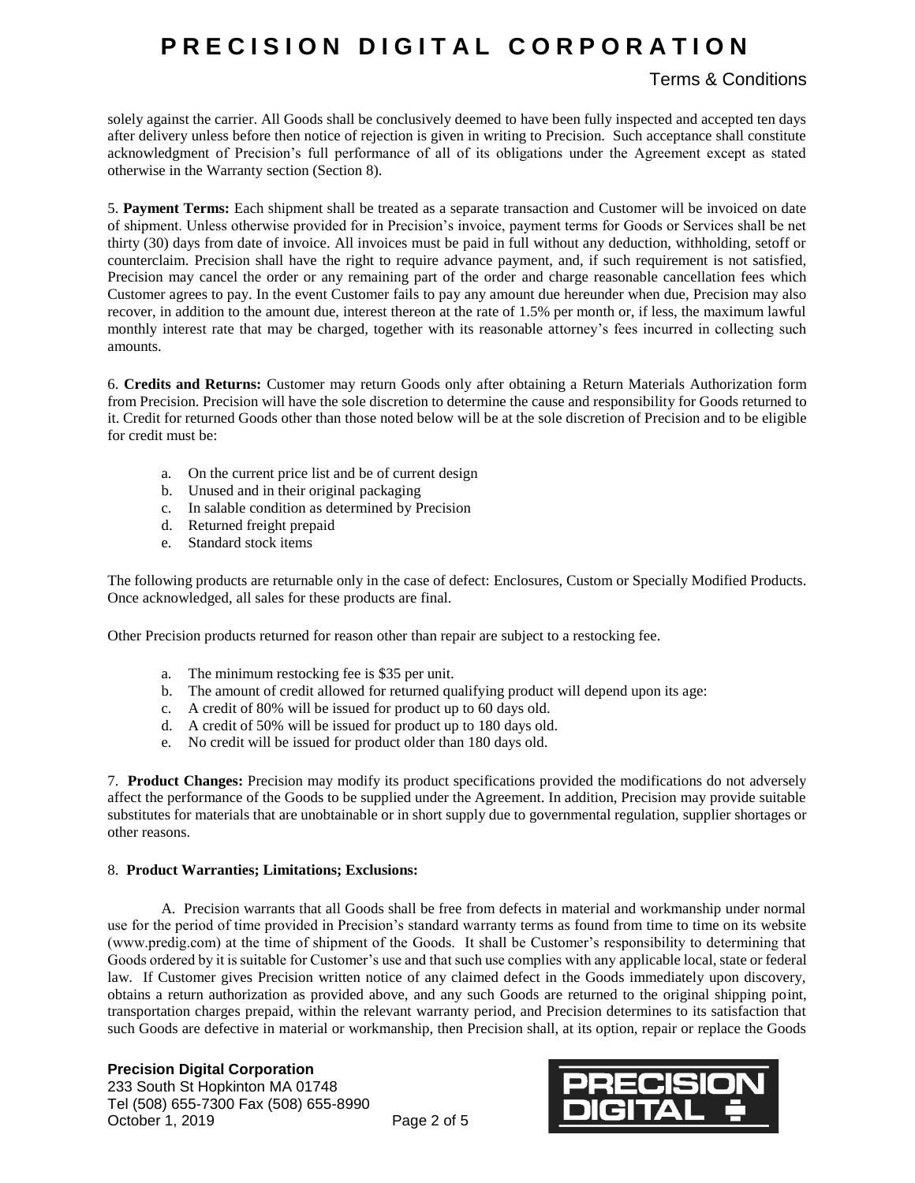solely against the carrier. All Goods shall be conclusively deemed to have been fully inspected and accepted ten days after delivery unless before then notice of rejection is given in writing to Precision. Such acceptance shall constitute acknowledgment of Precision's full performance of all of its obligations under the Agreement except as stated otherwise in the Warranty section (Section 8).

5. **Payment Terms:** Each shipment shall be treated as a separate transaction and Customer will be invoiced on date of shipment. Unless otherwise provided for in Precision's invoice, payment terms for Goods or Services shall be net thirty (30) days from date of invoice. All invoices must be paid in full without any deduction, withholding, setoff or counterclaim. Precision shall have the right to require advance payment, and, if such requirement is not satisfied, Precision may cancel the order or any remaining part of the order and charge reasonable cancellation fees which Customer agrees to pay. In the event Customer fails to pay any amount due hereunder when due, Precision may also recover, in addition to the amount due, interest thereon at the rate of 1.5% per month or, if less, the maximum lawful monthly interest rate that may be charged, together with its reasonable attorney's fees incurred in collecting such amounts.

6. **Credits and Returns:** Customer may return Goods only after obtaining a Return Materials Authorization form from Precision. Precision will have the sole discretion to determine the cause and responsibility for Goods returned to it. Credit for returned Goods other than those noted below will be at the sole discretion of Precision and to be eligible for credit must be:

a. On the current price list and be of current design
b. Unused and in their original packaging
c. In salable condition as determined by Precision
d. Returned freight prepaid
e. Standard stock items

The following products are returnable only in the case of defect: Enclosures, Custom or Specially Modified Products. Once acknowledged, all sales for these products are final.

Other Precision products returned for reason other than repair are subject to a restocking fee.

a. The minimum restocking fee is $35 per unit.
b. The amount of credit allowed for returned qualifying product will depend upon its age:
c. A credit of 80% will be issued for product up to 60 days old.
d. A credit of 50% will be issued for product up to 180 days old.
e. No credit will be issued for product older than 180 days old.

7. **Product Changes:** Precision may modify its product specifications provided the modifications do not adversely affect the performance of the Goods to be supplied under the Agreement. In addition, Precision may provide suitable substitutes for materials that are unobtainable or in short supply due to governmental regulation, supplier shortages or other reasons.

8. **Product Warranties; Limitations; Exclusions:**

A. Precision warrants that all Goods shall be free from defects in material and workmanship under normal use for the period of time provided in Precision's standard warranty terms as found from time to time on its website (www.predig.com) at the time of shipment of the Goods. It shall be Customer's responsibility to determining that Goods ordered by it is suitable for Customer's use and that such use complies with any applicable local, state or federal law. If Customer gives Precision written notice of any claimed defect in the Goods immediately upon discovery, obtains a return authorization as provided above, and any such Goods are returned to the original shipping point, transportation charges prepaid, within the relevant warranty period, and Precision determines to its satisfaction that such Goods are defective in material or workmanship, then Precision shall, at its option, repair or replace the Goods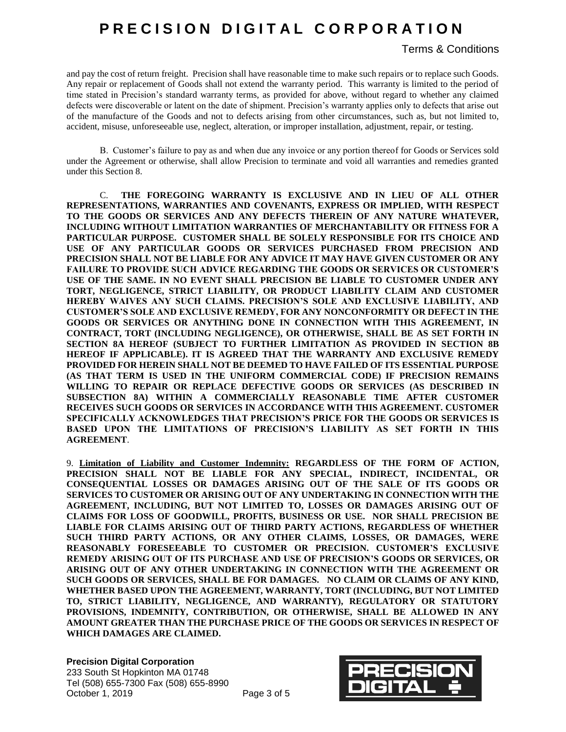and pay the cost of return freight. Precision shall have reasonable time to make such repairs or to replace such Goods. Any repair or replacement of Goods shall not extend the warranty period. This warranty is limited to the period of time stated in Precision's standard warranty terms, as provided for above, without regard to whether any claimed defects were discoverable or latent on the date of shipment. Precision's warranty applies only to defects that arise out of the manufacture of the Goods and not to defects arising from other circumstances, such as, but not limited to, accident, misuse, unforeseeable use, neglect, alteration, or improper installation, adjustment, repair, or testing.

B. Customer's failure to pay as and when due any invoice or any portion thereof for Goods or Services sold under the Agreement or otherwise, shall allow Precision to terminate and void all warranties and remedies granted under this Section 8.

C. **THE FOREGOING WARRANTY IS EXCLUSIVE AND IN LIEU OF ALL OTHER REPRESENTATIONS, WARRANTIES AND COVENANTS, EXPRESS OR IMPLIED, WITH RESPECT TO THE GOODS OR SERVICES AND ANY DEFECTS THEREIN OF ANY NATURE WHATEVER, INCLUDING WITHOUT LIMITATION WARRANTIES OF MERCHANTABILITY OR FITNESS FOR A PARTICULAR PURPOSE. CUSTOMER SHALL BE SOLELY RESPONSIBLE FOR ITS CHOICE AND USE OF ANY PARTICULAR GOODS OR SERVICES PURCHASED FROM PRECISION AND PRECISION SHALL NOT BE LIABLE FOR ANY ADVICE IT MAY HAVE GIVEN CUSTOMER OR ANY FAILURE TO PROVIDE SUCH ADVICE REGARDING THE GOODS OR SERVICES OR CUSTOMER'S USE OF THE SAME. IN NO EVENT SHALL PRECISION BE LIABLE TO CUSTOMER UNDER ANY TORT, NEGLIGENCE, STRICT LIABILITY, OR PRODUCT LIABILITY CLAIM AND CUSTOMER HEREBY WAIVES ANY SUCH CLAIMS. PRECISION'S SOLE AND EXCLUSIVE LIABILITY, AND CUSTOMER'S SOLE AND EXCLUSIVE REMEDY, FOR ANY NONCONFORMITY OR DEFECT IN THE GOODS OR SERVICES OR ANYTHING DONE IN CONNECTION WITH THIS AGREEMENT, IN CONTRACT, TORT (INCLUDING NEGLIGENCE), OR OTHERWISE, SHALL BE AS SET FORTH IN SECTION 8A HEREOF (SUBJECT TO FURTHER LIMITATION AS PROVIDED IN SECTION 8B HEREOF IF APPLICABLE). IT IS AGREED THAT THE WARRANTY AND EXCLUSIVE REMEDY PROVIDED FOR HEREIN SHALL NOT BE DEEMED TO HAVE FAILED OF ITS ESSENTIAL PURPOSE (AS THAT TERM IS USED IN THE UNIFORM COMMERCIAL CODE) IF PRECISION REMAINS WILLING TO REPAIR OR REPLACE DEFECTIVE GOODS OR SERVICES (AS DESCRIBED IN SUBSECTION 8A) WITHIN A COMMERCIALLY REASONABLE TIME AFTER CUSTOMER RECEIVES SUCH GOODS OR SERVICES IN ACCORDANCE WITH THIS AGREEMENT. CUSTOMER SPECIFICALLY ACKNOWLEDGES THAT PRECISION'S PRICE FOR THE GOODS OR SERVICES IS BASED UPON THE LIMITATIONS OF PRECISION'S LIABILITY AS SET FORTH IN THIS AGREEMENT**.

9. **Limitation of Liability and Customer Indemnity: REGARDLESS OF THE FORM OF ACTION, PRECISION SHALL NOT BE LIABLE FOR ANY SPECIAL, INDIRECT, INCIDENTAL, OR CONSEQUENTIAL LOSSES OR DAMAGES ARISING OUT OF THE SALE OF ITS GOODS OR SERVICES TO CUSTOMER OR ARISING OUT OF ANY UNDERTAKING IN CONNECTION WITH THE AGREEMENT, INCLUDING, BUT NOT LIMITED TO, LOSSES OR DAMAGES ARISING OUT OF CLAIMS FOR LOSS OF GOODWILL, PROFITS, BUSINESS OR USE. NOR SHALL PRECISION BE LIABLE FOR CLAIMS ARISING OUT OF THIRD PARTY ACTIONS, REGARDLESS OF WHETHER SUCH THIRD PARTY ACTIONS, OR ANY OTHER CLAIMS, LOSSES, OR DAMAGES, WERE REASONABLY FORESEEABLE TO CUSTOMER OR PRECISION. CUSTOMER'S EXCLUSIVE REMEDY ARISING OUT OF ITS PURCHASE AND USE OF PRECISION'S GOODS OR SERVICES, OR ARISING OUT OF ANY OTHER UNDERTAKING IN CONNECTION WITH THE AGREEMENT OR SUCH GOODS OR SERVICES, SHALL BE FOR DAMAGES. NO CLAIM OR CLAIMS OF ANY KIND, WHETHER BASED UPON THE AGREEMENT, WARRANTY, TORT (INCLUDING, BUT NOT LIMITED TO, STRICT LIABILITY, NEGLIGENCE, AND WARRANTY), REGULATORY OR STATUTORY PROVISIONS, INDEMNITY, CONTRIBUTION, OR OTHERWISE, SHALL BE ALLOWED IN ANY AMOUNT GREATER THAN THE PURCHASE PRICE OF THE GOODS OR SERVICES IN RESPECT OF WHICH DAMAGES ARE CLAIMED.**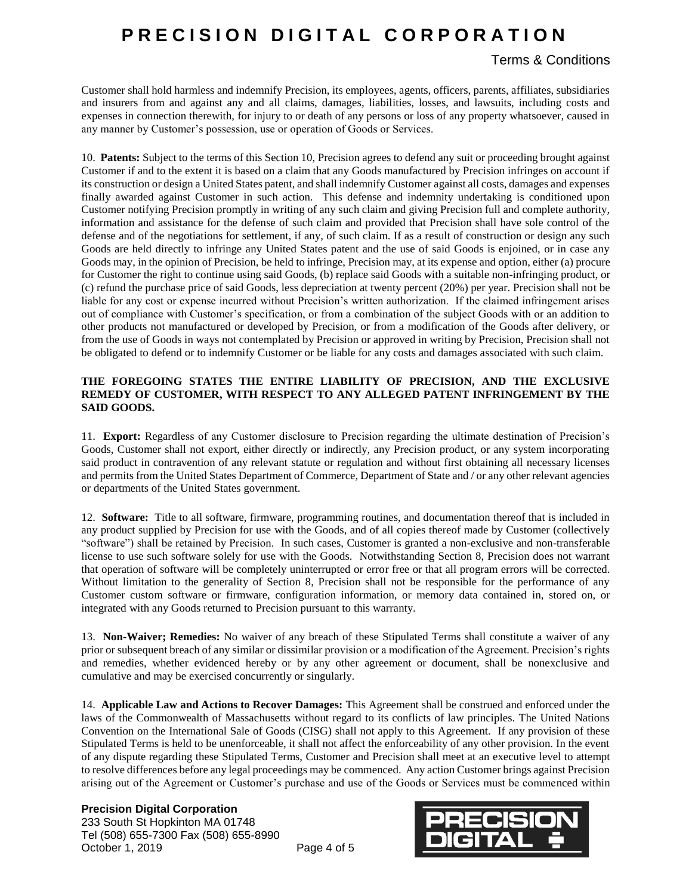Customer shall hold harmless and indemnify Precision, its employees, agents, officers, parents, affiliates, subsidiaries and insurers from and against any and all claims, damages, liabilities, losses, and lawsuits, including costs and expenses in connection therewith, for injury to or death of any persons or loss of any property whatsoever, caused in any manner by Customer's possession, use or operation of Goods or Services.

10. **Patents:** Subject to the terms of this Section 10, Precision agrees to defend any suit or proceeding brought against Customer if and to the extent it is based on a claim that any Goods manufactured by Precision infringes on account if its construction or design a United States patent, and shall indemnify Customer against all costs, damages and expenses finally awarded against Customer in such action. This defense and indemnity undertaking is conditioned upon Customer notifying Precision promptly in writing of any such claim and giving Precision full and complete authority, information and assistance for the defense of such claim and provided that Precision shall have sole control of the defense and of the negotiations for settlement, if any, of such claim. If as a result of construction or design any such Goods are held directly to infringe any United States patent and the use of said Goods is enjoined, or in case any Goods may, in the opinion of Precision, be held to infringe, Precision may, at its expense and option, either (a) procure for Customer the right to continue using said Goods, (b) replace said Goods with a suitable non-infringing product, or (c) refund the purchase price of said Goods, less depreciation at twenty percent (20%) per year. Precision shall not be liable for any cost or expense incurred without Precision's written authorization. If the claimed infringement arises out of compliance with Customer's specification, or from a combination of the subject Goods with or an addition to other products not manufactured or developed by Precision, or from a modification of the Goods after delivery, or from the use of Goods in ways not contemplated by Precision or approved in writing by Precision, Precision shall not be obligated to defend or to indemnify Customer or be liable for any costs and damages associated with such claim.

**THE FOREGOING STATES THE ENTIRE LIABILITY OF PRECISION, AND THE EXCLUSIVE REMEDY OF CUSTOMER, WITH RESPECT TO ANY ALLEGED PATENT INFRINGEMENT BY THE SAID GOODS.**

11. **Export:** Regardless of any Customer disclosure to Precision regarding the ultimate destination of Precision's Goods, Customer shall not export, either directly or indirectly, any Precision product, or any system incorporating said product in contravention of any relevant statute or regulation and without first obtaining all necessary licenses and permits from the United States Department of Commerce, Department of State and / or any other relevant agencies or departments of the United States government.

12. **Software:** Title to all software, firmware, programming routines, and documentation thereof that is included in any product supplied by Precision for use with the Goods, and of all copies thereof made by Customer (collectively "software") shall be retained by Precision. In such cases, Customer is granted a non-exclusive and non-transferable license to use such software solely for use with the Goods. Notwithstanding Section 8, Precision does not warrant that operation of software will be completely uninterrupted or error free or that all program errors will be corrected. Without limitation to the generality of Section 8, Precision shall not be responsible for the performance of any Customer custom software or firmware, configuration information, or memory data contained in, stored on, or integrated with any Goods returned to Precision pursuant to this warranty.

13. **Non-Waiver; Remedies:** No waiver of any breach of these Stipulated Terms shall constitute a waiver of any prior or subsequent breach of any similar or dissimilar provision or a modification of the Agreement. Precision's rights and remedies, whether evidenced hereby or by any other agreement or document, shall be nonexclusive and cumulative and may be exercised concurrently or singularly.

14. **Applicable Law and Actions to Recover Damages:** This Agreement shall be construed and enforced under the laws of the Commonwealth of Massachusetts without regard to its conflicts of law principles. The United Nations Convention on the International Sale of Goods (CISG) shall not apply to this Agreement. If any provision of these Stipulated Terms is held to be unenforceable, it shall not affect the enforceability of any other provision. In the event of any dispute regarding these Stipulated Terms, Customer and Precision shall meet at an executive level to attempt to resolve differences before any legal proceedings may be commenced. Any action Customer brings against Precision arising out of the Agreement or Customer's purchase and use of the Goods or Services must be commenced within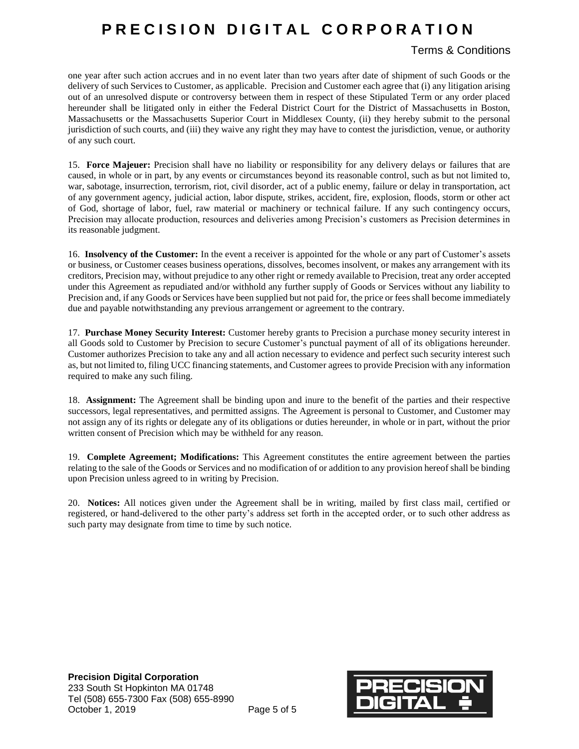one year after such action accrues and in no event later than two years after date of shipment of such Goods or the delivery of such Services to Customer, as applicable. Precision and Customer each agree that (i) any litigation arising out of an unresolved dispute or controversy between them in respect of these Stipulated Term or any order placed hereunder shall be litigated only in either the Federal District Court for the District of Massachusetts in Boston, Massachusetts or the Massachusetts Superior Court in Middlesex County, (ii) they hereby submit to the personal jurisdiction of such courts, and (iii) they waive any right they may have to contest the jurisdiction, venue, or authority of any such court.

15. **Force Majeuer:** Precision shall have no liability or responsibility for any delivery delays or failures that are caused, in whole or in part, by any events or circumstances beyond its reasonable control, such as but not limited to, war, sabotage, insurrection, terrorism, riot, civil disorder, act of a public enemy, failure or delay in transportation, act of any government agency, judicial action, labor dispute, strikes, accident, fire, explosion, floods, storm or other act of God, shortage of labor, fuel, raw material or machinery or technical failure. If any such contingency occurs, Precision may allocate production, resources and deliveries among Precision's customers as Precision determines in its reasonable judgment.

16. **Insolvency of the Customer:** In the event a receiver is appointed for the whole or any part of Customer's assets or business, or Customer ceases business operations, dissolves, becomes insolvent, or makes any arrangement with its creditors, Precision may, without prejudice to any other right or remedy available to Precision, treat any order accepted under this Agreement as repudiated and/or withhold any further supply of Goods or Services without any liability to Precision and, if any Goods or Services have been supplied but not paid for, the price or fees shall become immediately due and payable notwithstanding any previous arrangement or agreement to the contrary.

17. **Purchase Money Security Interest:** Customer hereby grants to Precision a purchase money security interest in all Goods sold to Customer by Precision to secure Customer's punctual payment of all of its obligations hereunder. Customer authorizes Precision to take any and all action necessary to evidence and perfect such security interest such as, but not limited to, filing UCC financing statements, and Customer agrees to provide Precision with any information required to make any such filing.

18. **Assignment:** The Agreement shall be binding upon and inure to the benefit of the parties and their respective successors, legal representatives, and permitted assigns. The Agreement is personal to Customer, and Customer may not assign any of its rights or delegate any of its obligations or duties hereunder, in whole or in part, without the prior written consent of Precision which may be withheld for any reason.

19. **Complete Agreement; Modifications:** This Agreement constitutes the entire agreement between the parties relating to the sale of the Goods or Services and no modification of or addition to any provision hereof shall be binding upon Precision unless agreed to in writing by Precision.

20. **Notices:** All notices given under the Agreement shall be in writing, mailed by first class mail, certified or registered, or hand-delivered to the other party's address set forth in the accepted order, or to such other address as such party may designate from time to time by such notice.